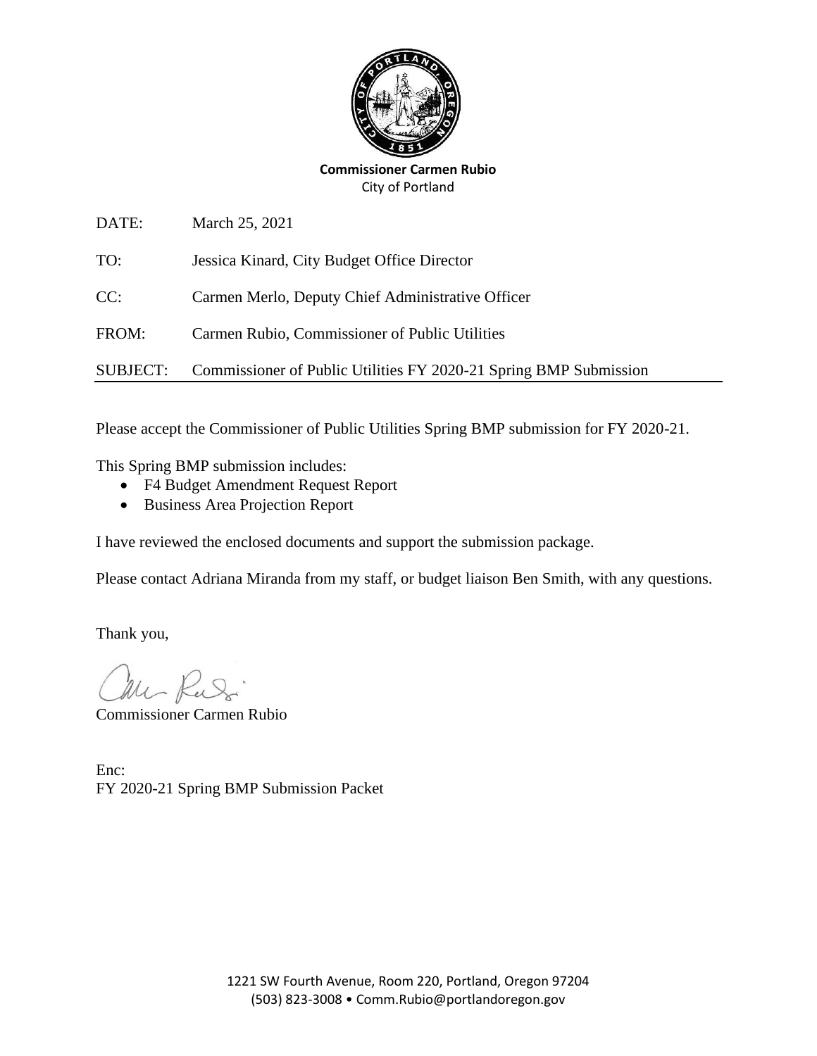**Commissioner Carmen Rubio**
City of Portland

| | |
|---|---|
| DATE: | March 25, 2021 |
| TO: | Jessica Kinard, City Budget Office Director |
| CC: | Carmen Merlo, Deputy Chief Administrative Officer |
| FROM: | Carmen Rubio, Commissioner of Public Utilities |
| SUBJECT: | Commissioner of Public Utilities FY 2020-21 Spring BMP Submission |

Please accept the Commissioner of Public Utilities Spring BMP submission for FY 2020-21.

This Spring BMP submission includes:

- F4 Budget Amendment Request Report
- Business Area Projection Report

I have reviewed the enclosed documents and support the submission package.

Please contact Adriana Miranda from my staff, or budget liaison Ben Smith, with any questions.

Thank you,

Commissioner Carmen Rubio

Enc:
FY 2020-21 Spring BMP Submission Packet

1221 SW Fourth Avenue, Room 220, Portland, Oregon 97204
(503) 823-3008 • Comm.Rubio@portlandoregon.gov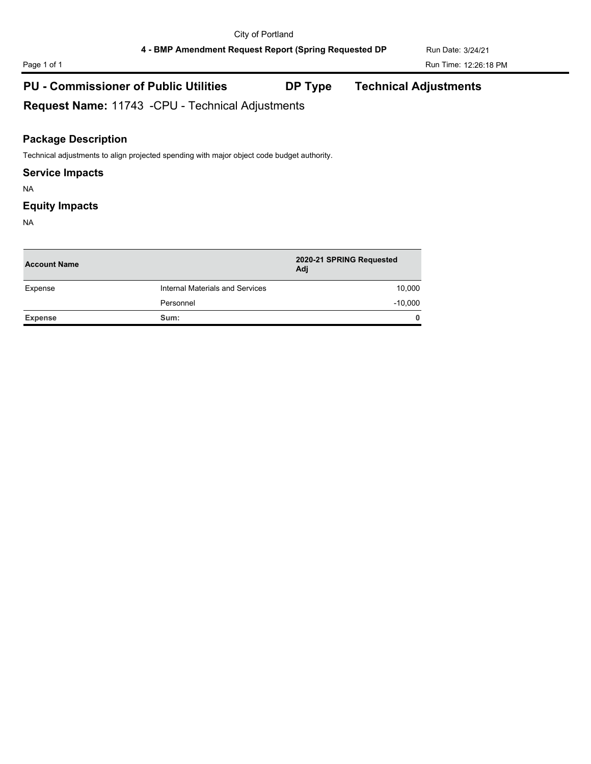City of Portland

**4 - BMP Amendment Request Report (Spring Requested DP**

Run Date: 3/24/21

Run Time: 12:26:18 PM

## PU - Commissioner of Public Utilities    DP Type    Technical Adjustments

## Request Name: 11743 -CPU - Technical Adjustments

### Package Description

Technical adjustments to align projected spending with major object code budget authority.

### Service Impacts

NA

### Equity Impacts

NA

| Account Name | | 2020-21 SPRING Requested Adj |
|---|---|---|
| Expense | Internal Materials and Services | 10,000 |
| | Personnel | -10,000 |
| **Expense** | **Sum:** | **0** |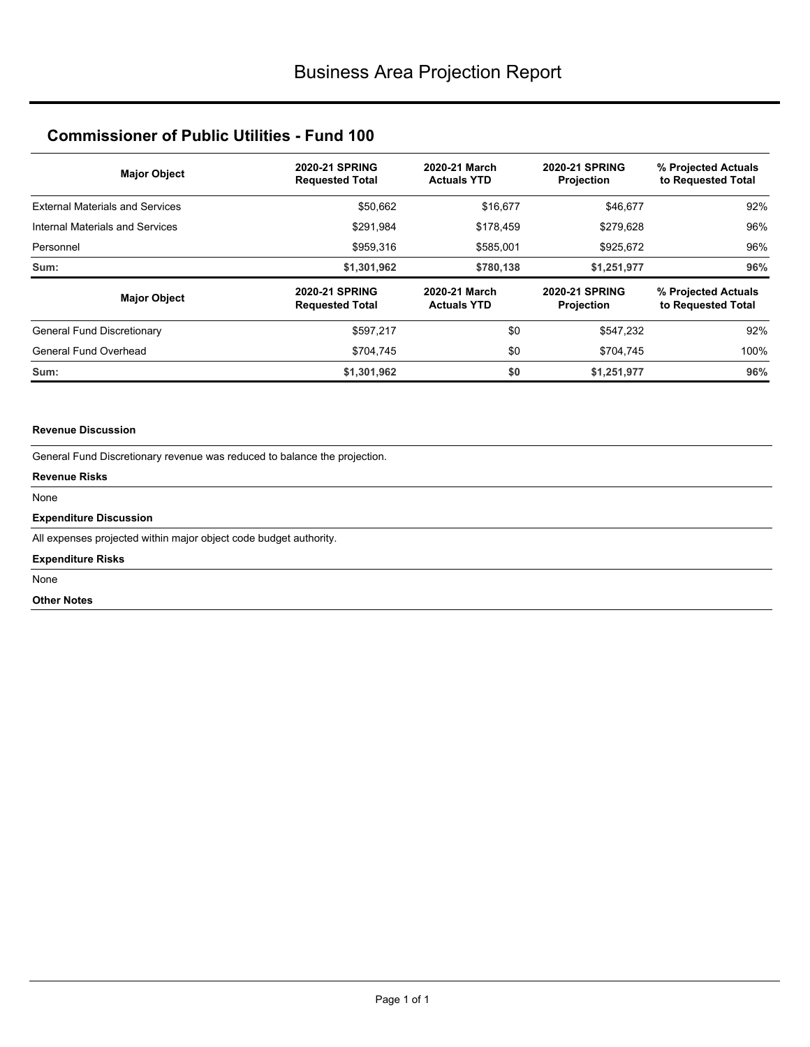# Business Area Projection Report

## Commissioner of Public Utilities - Fund 100

| Major Object | 2020-21 SPRING Requested Total | 2020-21 March Actuals YTD | 2020-21 SPRING Projection | % Projected Actuals to Requested Total |
|---|---|---|---|---|
| External Materials and Services | $50,662 | $16,677 | $46,677 | 92% |
| Internal Materials and Services | $291,984 | $178,459 | $279,628 | 96% |
| Personnel | $959,316 | $585,001 | $925,672 | 96% |
| **Sum:** | **$1,301,962** | **$780,138** | **$1,251,977** | **96%** |

| Major Object | 2020-21 SPRING Requested Total | 2020-21 March Actuals YTD | 2020-21 SPRING Projection | % Projected Actuals to Requested Total |
|---|---|---|---|---|
| General Fund Discretionary | $597,217 | $0 | $547,232 | 92% |
| General Fund Overhead | $704,745 | $0 | $704,745 | 100% |
| **Sum:** | **$1,301,962** | **$0** | **$1,251,977** | **96%** |

**Revenue Discussion**

General Fund Discretionary revenue was reduced to balance the projection.

**Revenue Risks**

None

**Expenditure Discussion**

All expenses projected within major object code budget authority.

**Expenditure Risks**

None

**Other Notes**